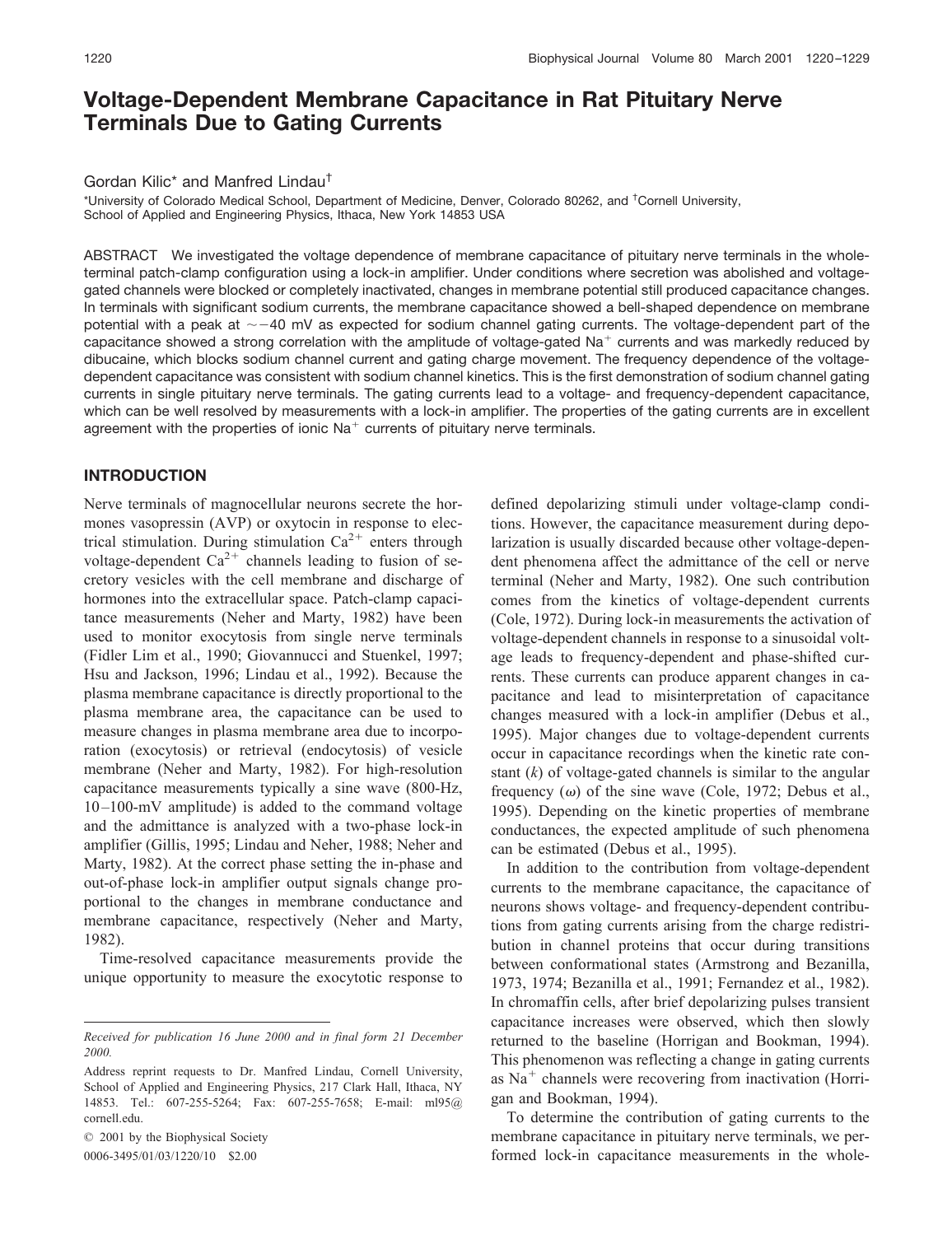# Voltage-Dependent Membrane Capacitance in Rat Pituitary Nerve Terminals Due to Gating Currents

Gordan Kilic* and Manfred Lindau[†]

*University of Colorado Medical School, Department of Medicine, Denver, Colorado 80262, and [†]Cornell University, School of Applied and Engineering Physics, Ithaca, New York 14853 USA

ABSTRACT We investigated the voltage dependence of membrane capacitance of pituitary nerve terminals in the whole-terminal patch-clamp configuration using a lock-in amplifier. Under conditions where secretion was abolished and voltage-gated channels were blocked or completely inactivated, changes in membrane potential still produced capacitance changes. In terminals with significant sodium currents, the membrane capacitance showed a bell-shaped dependence on membrane potential with a peak at ~−40 mV as expected for sodium channel gating currents. The voltage-dependent part of the capacitance showed a strong correlation with the amplitude of voltage-gated $Na^+$ currents and was markedly reduced by dibucaine, which blocks sodium channel current and gating charge movement. The frequency dependence of the voltage-dependent capacitance was consistent with sodium channel kinetics. This is the first demonstration of sodium channel gating currents in single pituitary nerve terminals. The gating currents lead to a voltage- and frequency-dependent capacitance, which can be well resolved by measurements with a lock-in amplifier. The properties of the gating currents are in excellent agreement with the properties of ionic $Na^+$ currents of pituitary nerve terminals.

## INTRODUCTION

Nerve terminals of magnocellular neurons secrete the hormones vasopressin (AVP) or oxytocin in response to electrical stimulation. During stimulation $Ca^{2+}$ enters through voltage-dependent $Ca^{2+}$ channels leading to fusion of secretory vesicles with the cell membrane and discharge of hormones into the extracellular space. Patch-clamp capacitance measurements (Neher and Marty, 1982) have been used to monitor exocytosis from single nerve terminals (Fidler Lim et al., 1990; Giovannucci and Stuenkel, 1997; Hsu and Jackson, 1996; Lindau et al., 1992). Because the plasma membrane capacitance is directly proportional to the plasma membrane area, the capacitance can be used to measure changes in plasma membrane area due to incorporation (exocytosis) or retrieval (endocytosis) of vesicle membrane (Neher and Marty, 1982). For high-resolution capacitance measurements typically a sine wave (800-Hz, 10–100-mV amplitude) is added to the command voltage and the admittance is analyzed with a two-phase lock-in amplifier (Gillis, 1995; Lindau and Neher, 1988; Neher and Marty, 1982). At the correct phase setting the in-phase and out-of-phase lock-in amplifier output signals change proportional to the changes in membrane conductance and membrane capacitance, respectively (Neher and Marty, 1982).

Time-resolved capacitance measurements provide the unique opportunity to measure the exocytotic response to defined depolarizing stimuli under voltage-clamp conditions. However, the capacitance measurement during depolarization is usually discarded because other voltage-dependent phenomena affect the admittance of the cell or nerve terminal (Neher and Marty, 1982). One such contribution comes from the kinetics of voltage-dependent currents (Cole, 1972). During lock-in measurements the activation of voltage-dependent channels in response to a sinusoidal voltage leads to frequency-dependent and phase-shifted currents. These currents can produce apparent changes in capacitance and lead to misinterpretation of capacitance changes measured with a lock-in amplifier (Debus et al., 1995). Major changes due to voltage-dependent currents occur in capacitance recordings when the kinetic rate constant ($k$) of voltage-gated channels is similar to the angular frequency ($\omega$) of the sine wave (Cole, 1972; Debus et al., 1995). Depending on the kinetic properties of membrane conductances, the expected amplitude of such phenomena can be estimated (Debus et al., 1995).

In addition to the contribution from voltage-dependent currents to the membrane capacitance, the capacitance of neurons shows voltage- and frequency-dependent contributions from gating currents arising from the charge redistribution in channel proteins that occur during transitions between conformational states (Armstrong and Bezanilla, 1973, 1974; Bezanilla et al., 1991; Fernandez et al., 1982). In chromaffin cells, after brief depolarizing pulses transient capacitance increases were observed, which then slowly returned to the baseline (Horrigan and Bookman, 1994). This phenomenon was reflecting a change in gating currents as $Na^+$ channels were recovering from inactivation (Horrigan and Bookman, 1994).

To determine the contribution of gating currents to the membrane capacitance in pituitary nerve terminals, we performed lock-in capacitance measurements in the whole-

*Received for publication 16 June 2000 and in final form 21 December 2000.*

Address reprint requests to Dr. Manfred Lindau, Cornell University, School of Applied and Engineering Physics, 217 Clark Hall, Ithaca, NY 14853. Tel.: 607-255-5264; Fax: 607-255-7658; E-mail: ml95@cornell.edu.

© 2001 by the Biophysical Society

0006-3495/01/03/1220/10 $2.00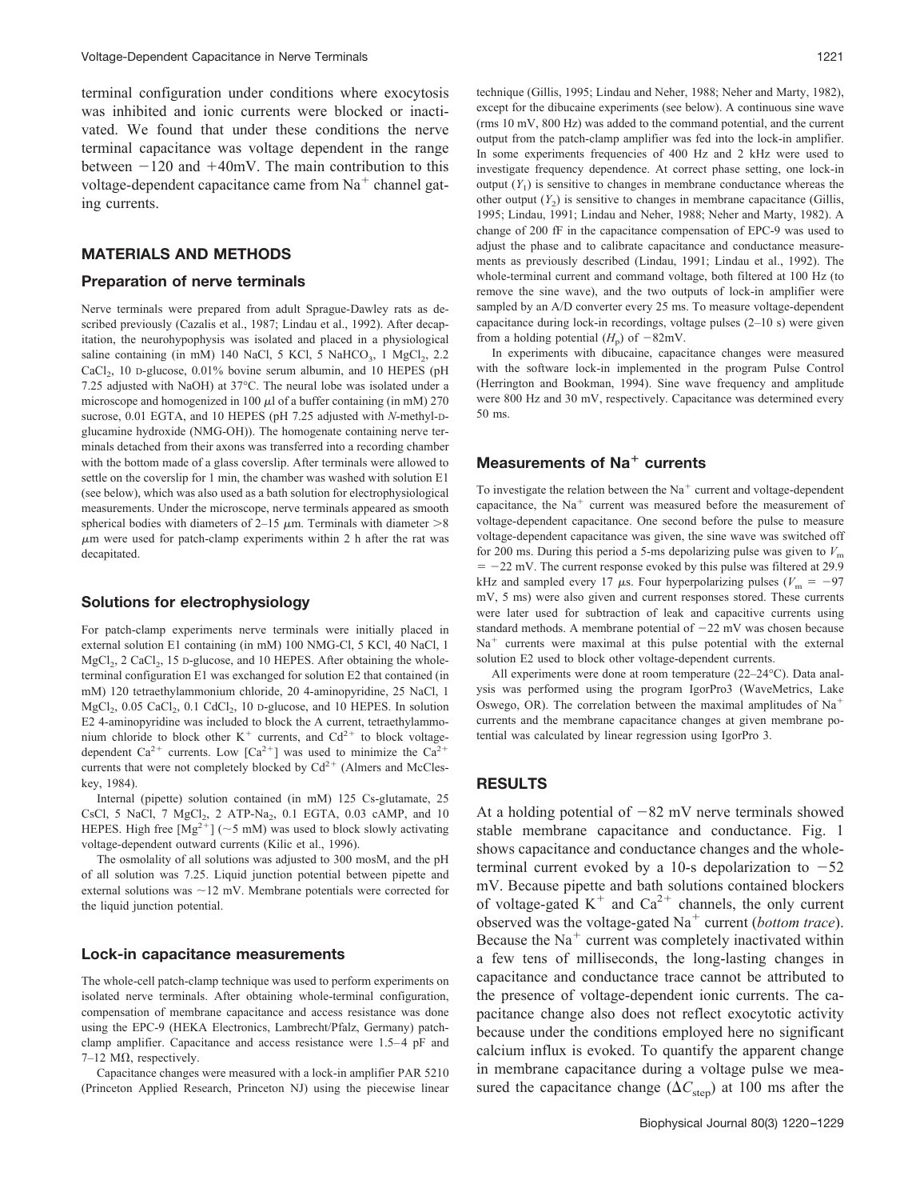terminal configuration under conditions where exocytosis was inhibited and ionic currents were blocked or inactivated. We found that under these conditions the nerve terminal capacitance was voltage dependent in the range between −120 and +40mV. The main contribution to this voltage-dependent capacitance came from $Na^+$ channel gating currents.

## MATERIALS AND METHODS

### Preparation of nerve terminals

Nerve terminals were prepared from adult Sprague-Dawley rats as described previously (Cazalis et al., 1987; Lindau et al., 1992). After decapitation, the neurohypophysis was isolated and placed in a physiological saline containing (in mM) 140 NaCl, 5 KCl, 5 $NaHCO_3$, 1 $MgCl_2$, 2.2 $CaCl_2$, 10 D-glucose, 0.01% bovine serum albumin, and 10 HEPES (pH 7.25 adjusted with NaOH) at 37°C. The neural lobe was isolated under a microscope and homogenized in 100 μl of a buffer containing (in mM) 270 sucrose, 0.01 EGTA, and 10 HEPES (pH 7.25 adjusted with *N*-methyl-D-glucamine hydroxide (NMG-OH)). The homogenate containing nerve terminals detached from their axons was transferred into a recording chamber with the bottom made of a glass coverslip. After terminals were allowed to settle on the coverslip for 1 min, the chamber was washed with solution E1 (see below), which was also used as a bath solution for electrophysiological measurements. Under the microscope, nerve terminals appeared as smooth spherical bodies with diameters of 2–15 μm. Terminals with diameter >8 μm were used for patch-clamp experiments within 2 h after the rat was decapitated.

### Solutions for electrophysiology

For patch-clamp experiments nerve terminals were initially placed in external solution E1 containing (in mM) 100 NMG-Cl, 5 KCl, 40 NaCl, 1 $MgCl_2$, 2 $CaCl_2$, 15 D-glucose, and 10 HEPES. After obtaining the whole-terminal configuration E1 was exchanged for solution E2 that contained (in mM) 120 tetraethylammonium chloride, 20 4-aminopyridine, 25 NaCl, 1 $MgCl_2$, 0.05 $CaCl_2$, 0.1 $CdCl_2$, 10 D-glucose, and 10 HEPES. In solution E2 4-aminopyridine was included to block the A current, tetraethylammonium chloride to block other $K^+$ currents, and $Cd^{2+}$ to block voltage-dependent $Ca^{2+}$ currents. Low $[Ca^{2+}]$ was used to minimize the $Ca^{2+}$ currents that were not completely blocked by $Cd^{2+}$ (Almers and McCleskey, 1984).

Internal (pipette) solution contained (in mM) 125 Cs-glutamate, 25 CsCl, 5 NaCl, 7 $MgCl_2$, 2 ATP-$Na_2$, 0.1 EGTA, 0.03 cAMP, and 10 HEPES. High free $[Mg^{2+}]$ (~5 mM) was used to block slowly activating voltage-dependent outward currents (Kilic et al., 1996).

The osmolality of all solutions was adjusted to 300 mosM, and the pH of all solution was 7.25. Liquid junction potential between pipette and external solutions was ~12 mV. Membrane potentials were corrected for the liquid junction potential.

### Lock-in capacitance measurements

The whole-cell patch-clamp technique was used to perform experiments on isolated nerve terminals. After obtaining whole-terminal configuration, compensation of membrane capacitance and access resistance was done using the EPC-9 (HEKA Electronics, Lambrecht/Pfalz, Germany) patch-clamp amplifier. Capacitance and access resistance were 1.5–4 pF and 7–12 MΩ, respectively.

Capacitance changes were measured with a lock-in amplifier PAR 5210 (Princeton Applied Research, Princeton NJ) using the piecewise linear technique (Gillis, 1995; Lindau and Neher, 1988; Neher and Marty, 1982), except for the dibucaine experiments (see below). A continuous sine wave (rms 10 mV, 800 Hz) was added to the command potential, and the current output from the patch-clamp amplifier was fed into the lock-in amplifier. In some experiments frequencies of 400 Hz and 2 kHz were used to investigate frequency dependence. At correct phase setting, one lock-in output ($Y_1$) is sensitive to changes in membrane conductance whereas the other output ($Y_2$) is sensitive to changes in membrane capacitance (Gillis, 1995; Lindau, 1991; Lindau and Neher, 1988; Neher and Marty, 1982). A change of 200 fF in the capacitance compensation of EPC-9 was used to adjust the phase and to calibrate capacitance and conductance measurements as previously described (Lindau, 1991; Lindau et al., 1992). The whole-terminal current and command voltage, both filtered at 100 Hz (to remove the sine wave), and the two outputs of lock-in amplifier were sampled by an A/D converter every 25 ms. To measure voltage-dependent capacitance during lock-in recordings, voltage pulses (2–10 s) were given from a holding potential ($H_p$) of −82mV.

In experiments with dibucaine, capacitance changes were measured with the software lock-in implemented in the program Pulse Control (Herrington and Bookman, 1994). Sine wave frequency and amplitude were 800 Hz and 30 mV, respectively. Capacitance was determined every 50 ms.

### Measurements of $Na^+$ currents

To investigate the relation between the $Na^+$ current and voltage-dependent capacitance, the $Na^+$ current was measured before the measurement of voltage-dependent capacitance. One second before the pulse to measure voltage-dependent capacitance was given, the sine wave was switched off for 200 ms. During this period a 5-ms depolarizing pulse was given to $V_m$ = −22 mV. The current response evoked by this pulse was filtered at 29.9 kHz and sampled every 17 μs. Four hyperpolarizing pulses ($V_m$ = −97 mV, 5 ms) were also given and current responses stored. These currents were later used for subtraction of leak and capacitive currents using standard methods. A membrane potential of −22 mV was chosen because $Na^+$ currents were maximal at this pulse potential with the external solution E2 used to block other voltage-dependent currents.

All experiments were done at room temperature (22–24°C). Data analysis was performed using the program IgorPro3 (WaveMetrics, Lake Oswego, OR). The correlation between the maximal amplitudes of $Na^+$ currents and the membrane capacitance changes at given membrane potential was calculated by linear regression using IgorPro 3.

## RESULTS

At a holding potential of −82 mV nerve terminals showed stable membrane capacitance and conductance. Fig. 1 shows capacitance and conductance changes and the whole-terminal current evoked by a 10-s depolarization to −52 mV. Because pipette and bath solutions contained blockers of voltage-gated $K^+$ and $Ca^{2+}$ channels, the only current observed was the voltage-gated $Na^+$ current (*bottom trace*). Because the $Na^+$ current was completely inactivated within a few tens of milliseconds, the long-lasting changes in capacitance and conductance trace cannot be attributed to the presence of voltage-dependent ionic currents. The capacitance change also does not reflect exocytotic activity because under the conditions employed here no significant calcium influx is evoked. To quantify the apparent change in membrane capacitance during a voltage pulse we measured the capacitance change ($\Delta C_{step}$) at 100 ms after the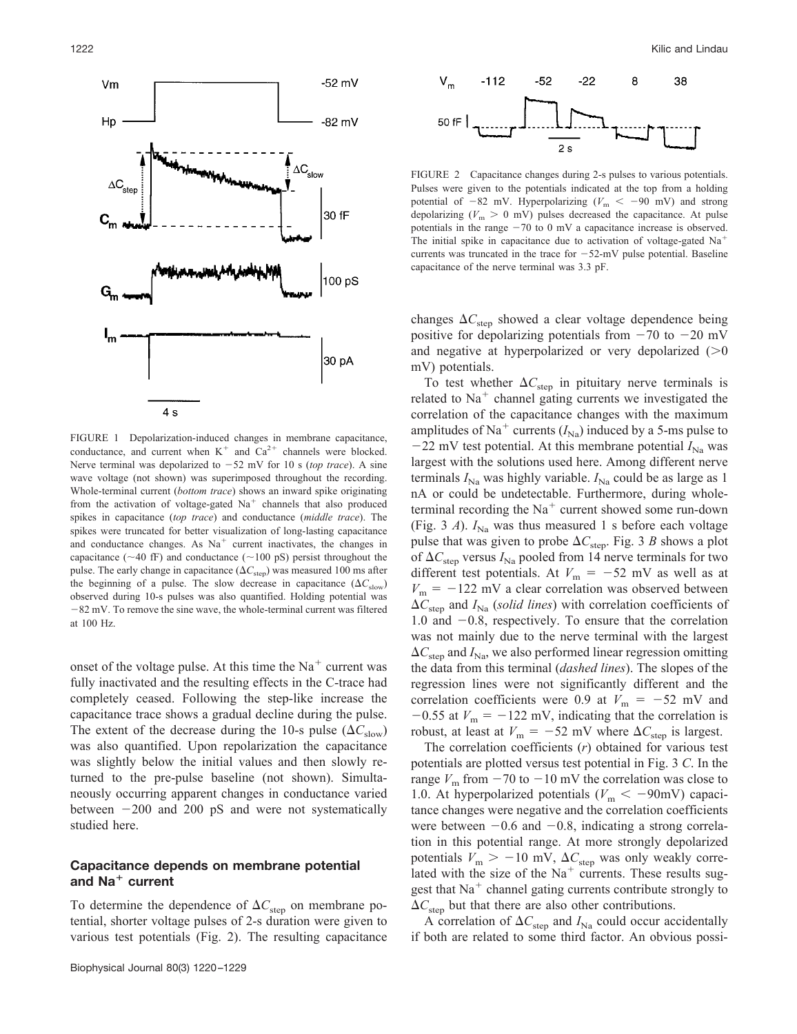FIGURE 1 Depolarization-induced changes in membrane capacitance, conductance, and current when $K^+$ and $Ca^{2+}$ channels were blocked. Nerve terminal was depolarized to −52 mV for 10 s (*top trace*). A sine wave voltage (not shown) was superimposed throughout the recording. Whole-terminal current (*bottom trace*) shows an inward spike originating from the activation of voltage-gated $Na^+$ channels that also produced spikes in capacitance (*top trace*) and conductance (*middle trace*). The spikes were truncated for better visualization of long-lasting capacitance and conductance changes. As $Na^+$ current inactivates, the changes in capacitance (~40 fF) and conductance (~100 pS) persist throughout the pulse. The early change in capacitance ($\Delta C_{step}$) was measured 100 ms after the beginning of a pulse. The slow decrease in capacitance ($\Delta C_{slow}$) observed during 10-s pulses was also quantified. Holding potential was −82 mV. To remove the sine wave, the whole-terminal current was filtered at 100 Hz.

onset of the voltage pulse. At this time the $Na^+$ current was fully inactivated and the resulting effects in the C-trace had completely ceased. Following the step-like increase the capacitance trace shows a gradual decline during the pulse. The extent of the decrease during the 10-s pulse ($\Delta C_{slow}$) was also quantified. Upon repolarization the capacitance was slightly below the initial values and then slowly returned to the pre-pulse baseline (not shown). Simultaneously occurring apparent changes in conductance varied between −200 and 200 pS and were not systematically studied here.

### Capacitance depends on membrane potential and $Na^+$ current

To determine the dependence of $\Delta C_{step}$ on membrane potential, shorter voltage pulses of 2-s duration were given to various test potentials (Fig. 2). The resulting capacitance

FIGURE 2 Capacitance changes during 2-s pulses to various potentials. Pulses were given to the potentials indicated at the top from a holding potential of −82 mV. Hyperpolarizing ($V_m < -90$ mV) and strong depolarizing ($V_m > 0$ mV) pulses decreased the capacitance. At pulse potentials in the range −70 to 0 mV a capacitance increase is observed. The initial spike in capacitance due to activation of voltage-gated $Na^+$ currents was truncated in the trace for −52-mV pulse potential. Baseline capacitance of the nerve terminal was 3.3 pF.

changes $\Delta C_{step}$ showed a clear voltage dependence being positive for depolarizing potentials from −70 to −20 mV and negative at hyperpolarized or very depolarized (>0 mV) potentials.

To test whether $\Delta C_{step}$ in pituitary nerve terminals is related to $Na^+$ channel gating currents we investigated the correlation of the capacitance changes with the maximum amplitudes of $Na^+$ currents ($I_{Na}$) induced by a 5-ms pulse to −22 mV test potential. At this membrane potential $I_{Na}$ was largest with the solutions used here. Among different nerve terminals $I_{Na}$ was highly variable. $I_{Na}$ could be as large as 1 nA or could be undetectable. Furthermore, during whole-terminal recording the $Na^+$ current showed some run-down (Fig. 3 *A*). $I_{Na}$ was thus measured 1 s before each voltage pulse that was given to probe $\Delta C_{step}$. Fig. 3 *B* shows a plot of $\Delta C_{step}$ versus $I_{Na}$ pooled from 14 nerve terminals for two different test potentials. At $V_m = -52$ mV as well as at $V_m = -122$ mV a clear correlation was observed between $\Delta C_{step}$ and $I_{Na}$ (*solid lines*) with correlation coefficients of 1.0 and −0.8, respectively. To ensure that the correlation was not mainly due to the nerve terminal with the largest $\Delta C_{step}$ and $I_{Na}$, we also performed linear regression omitting the data from this terminal (*dashed lines*). The slopes of the regression lines were not significantly different and the correlation coefficients were 0.9 at $V_m = -52$ mV and −0.55 at $V_m = -122$ mV, indicating that the correlation is robust, at least at $V_m = -52$ mV where $\Delta C_{step}$ is largest.

The correlation coefficients (*r*) obtained for various test potentials are plotted versus test potential in Fig. 3 *C*. In the range $V_m$ from −70 to −10 mV the correlation was close to 1.0. At hyperpolarized potentials ($V_m < -90$mV) capacitance changes were negative and the correlation coefficients were between −0.6 and −0.8, indicating a strong correlation in this potential range. At more strongly depolarized potentials $V_m > -10$ mV, $\Delta C_{step}$ was only weakly correlated with the size of the $Na^+$ currents. These results suggest that $Na^+$ channel gating currents contribute strongly to $\Delta C_{step}$ but that there are also other contributions.

A correlation of $\Delta C_{step}$ and $I_{Na}$ could occur accidentally if both are related to some third factor. An obvious possi-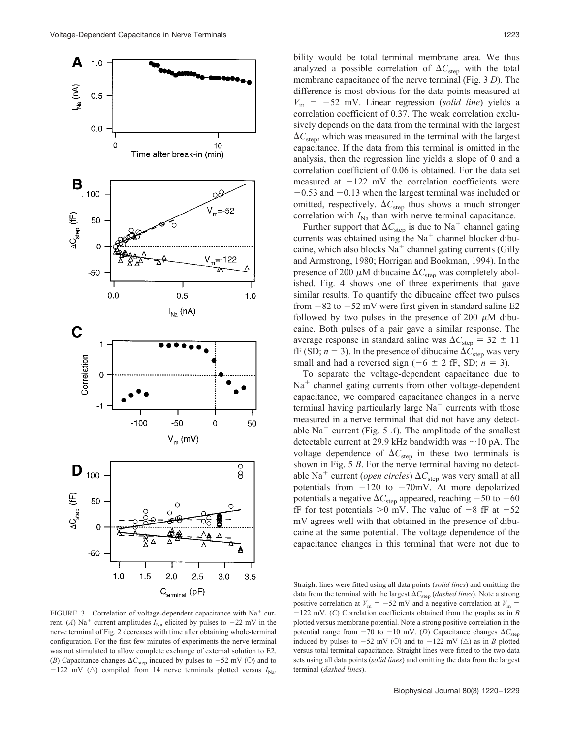FIGURE 3 Correlation of voltage-dependent capacitance with $Na^+$ current. (*A*) $Na^+$ current amplitudes $I_{Na}$ elicited by pulses to −22 mV in the nerve terminal of Fig. 2 decreases with time after obtaining whole-terminal configuration. For the first few minutes of experiments the nerve terminal was not stimulated to allow complete exchange of external solution to E2. (*B*) Capacitance changes $\Delta C_{step}$ induced by pulses to −52 mV (○) and to −122 mV (△) compiled from 14 nerve terminals plotted versus $I_{Na}$. Straight lines were fitted using all data points (*solid lines*) and omitting the data from the terminal with the largest $\Delta C_{step}$ (*dashed lines*). Note a strong positive correlation at $V_m = -52$ mV and a negative correlation at $V_m = -122$ mV. (*C*) Correlation coefficients obtained from the graphs as in *B* plotted versus membrane potential. Note a strong positive correlation in the potential range from −70 to −10 mV. (*D*) Capacitance changes $\Delta C_{step}$ induced by pulses to −52 mV (○) and to −122 mV (△) as in *B* plotted versus total terminal capacitance. Straight lines were fitted to the two data sets using all data points (*solid lines*) and omitting the data from the largest terminal (*dashed lines*).

bility would be total terminal membrane area. We thus analyzed a possible correlation of $\Delta C_{step}$ with the total membrane capacitance of the nerve terminal (Fig. 3 *D*). The difference is most obvious for the data points measured at $V_m = -52$ mV. Linear regression (*solid line*) yields a correlation coefficient of 0.37. The weak correlation exclusively depends on the data from the terminal with the largest $\Delta C_{step}$, which was measured in the terminal with the largest capacitance. If the data from this terminal is omitted in the analysis, then the regression line yields a slope of 0 and a correlation coefficient of 0.06 is obtained. For the data set measured at −122 mV the correlation coefficients were −0.53 and −0.13 when the largest terminal was included or omitted, respectively. $\Delta C_{step}$ thus shows a much stronger correlation with $I_{Na}$ than with nerve terminal capacitance.

Further support that $\Delta C_{step}$ is due to $Na^+$ channel gating currents was obtained using the $Na^+$ channel blocker dibucaine, which also blocks $Na^+$ channel gating currents (Gilly and Armstrong, 1980; Horrigan and Bookman, 1994). In the presence of 200 μM dibucaine $\Delta C_{step}$ was completely abolished. Fig. 4 shows one of three experiments that gave similar results. To quantify the dibucaine effect two pulses from −82 to −52 mV were first given in standard saline E2 followed by two pulses in the presence of 200 μM dibucaine. Both pulses of a pair gave a similar response. The average response in standard saline was $\Delta C_{step} = 32 \pm 11$ fF (SD; $n = 3$). In the presence of dibucaine $\Delta C_{step}$ was very small and had a reversed sign (−6 ± 2 fF, SD; $n = 3$).

To separate the voltage-dependent capacitance due to $Na^+$ channel gating currents from other voltage-dependent capacitance, we compared capacitance changes in a nerve terminal having particularly large $Na^+$ currents with those measured in a nerve terminal that did not have any detectable $Na^+$ current (Fig. 5 *A*). The amplitude of the smallest detectable current at 29.9 kHz bandwidth was ~10 pA. The voltage dependence of $\Delta C_{step}$ in these two terminals is shown in Fig. 5 *B*. For the nerve terminal having no detectable $Na^+$ current (*open circles*) $\Delta C_{step}$ was very small at all potentials from −120 to −70mV. At more depolarized potentials a negative $\Delta C_{step}$ appeared, reaching −50 to −60 fF for test potentials >0 mV. The value of −8 fF at −52 mV agrees well with that obtained in the presence of dibucaine at the same potential. The voltage dependence of the capacitance changes in this terminal that were not due to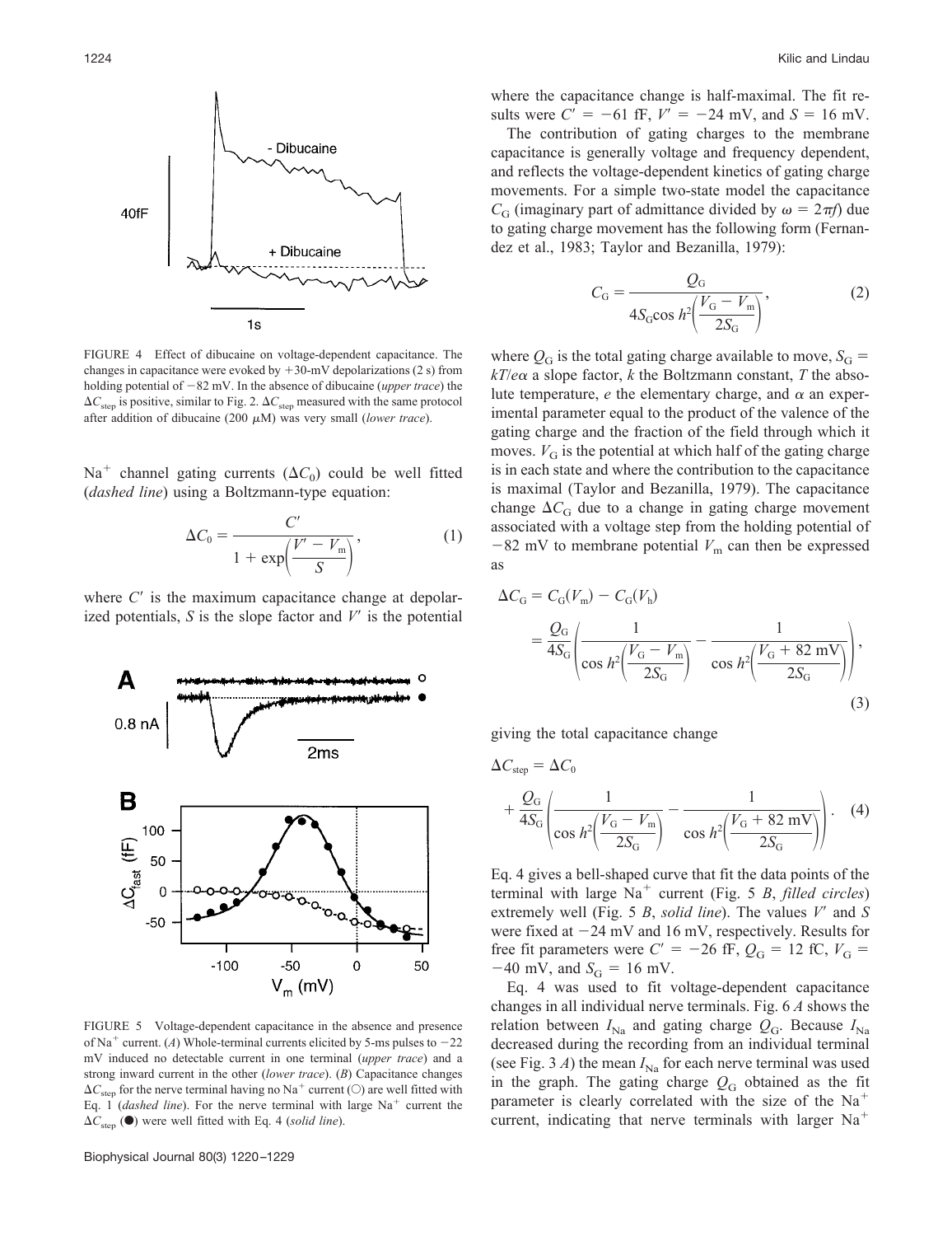FIGURE 4 Effect of dibucaine on voltage-dependent capacitance. The changes in capacitance were evoked by +30-mV depolarizations (2 s) from holding potential of −82 mV. In the absence of dibucaine (*upper trace*) the $\Delta C_{step}$ is positive, similar to Fig. 2. $\Delta C_{step}$ measured with the same protocol after addition of dibucaine (200 μM) was very small (*lower trace*).

$Na^+$ channel gating currents ($\Delta C_0$) could be well fitted (*dashed line*) using a Boltzmann-type equation:

$$\Delta C_0 = \frac{C'}{1 + \exp\left(\frac{V' - V_m}{S}\right)}, \quad (1)$$

where $C'$ is the maximum capacitance change at depolarized potentials, $S$ is the slope factor and $V'$ is the potential where the capacitance change is half-maximal. The fit results were $C' = -61$ fF, $V' = -24$ mV, and $S = 16$ mV.

The contribution of gating charges to the membrane capacitance is generally voltage and frequency dependent, and reflects the voltage-dependent kinetics of gating charge movements. For a simple two-state model the capacitance $C_G$ (imaginary part of admittance divided by $\omega = 2\pi f$) due to gating charge movement has the following form (Fernandez et al., 1983; Taylor and Bezanilla, 1979):

$$C_G = \frac{Q_G}{4S_G \cosh^2\left(\frac{V_G - V_m}{2S_G}\right)}, \quad (2)$$

where $Q_G$ is the total gating charge available to move, $S_G = kT/e\alpha$ a slope factor, $k$ the Boltzmann constant, $T$ the absolute temperature, $e$ the elementary charge, and $\alpha$ an experimental parameter equal to the product of the valence of the gating charge and the fraction of the field through which it moves. $V_G$ is the potential at which half of the gating charge is in each state and where the contribution to the capacitance is maximal (Taylor and Bezanilla, 1979). The capacitance change $\Delta C_G$ due to a change in gating charge movement associated with a voltage step from the holding potential of −82 mV to membrane potential $V_m$ can then be expressed as

$$\Delta C_G = C_G(V_m) - C_G(V_h) = \frac{Q_G}{4S_G}\left(\frac{1}{\cosh^2\left(\frac{V_G - V_m}{2S_G}\right)} - \frac{1}{\cosh^2\left(\frac{V_G + 82\text{ mV}}{2S_G}\right)}\right), \quad (3)$$

giving the total capacitance change

$$\Delta C_{step} = \Delta C_0 + \frac{Q_G}{4S_G}\left(\frac{1}{\cosh^2\left(\frac{V_G - V_m}{2S_G}\right)} - \frac{1}{\cosh^2\left(\frac{V_G + 82\text{ mV}}{2S_G}\right)}\right). \quad (4)$$

Eq. 4 gives a bell-shaped curve that fit the data points of the terminal with large $Na^+$ current (Fig. 5 *B*, *filled circles*) extremely well (Fig. 5 *B*, *solid line*). The values $V'$ and $S$ were fixed at −24 mV and 16 mV, respectively. Results for free fit parameters were $C' = -26$ fF, $Q_G = 12$ fC, $V_G = -40$ mV, and $S_G = 16$ mV.

Eq. 4 was used to fit voltage-dependent capacitance changes in all individual nerve terminals. Fig. 6 *A* shows the relation between $I_{Na}$ and gating charge $Q_G$. Because $I_{Na}$ decreased during the recording from an individual terminal (see Fig. 3 *A*) the mean $I_{Na}$ for each nerve terminal was used in the graph. The gating charge $Q_G$ obtained as the fit parameter is clearly correlated with the size of the $Na^+$ current, indicating that nerve terminals with larger $Na^+$

FIGURE 5 Voltage-dependent capacitance in the absence and presence of $Na^+$ current. (*A*) Whole-terminal currents elicited by 5-ms pulses to −22 mV induced no detectable current in one terminal (*upper trace*) and a strong inward current in the other (*lower trace*). (*B*) Capacitance changes $\Delta C_{step}$ for the nerve terminal having no $Na^+$ current (○) are well fitted with Eq. 1 (*dashed line*). For the nerve terminal with large $Na^+$ current the $\Delta C_{step}$ (●) were well fitted with Eq. 4 (*solid line*).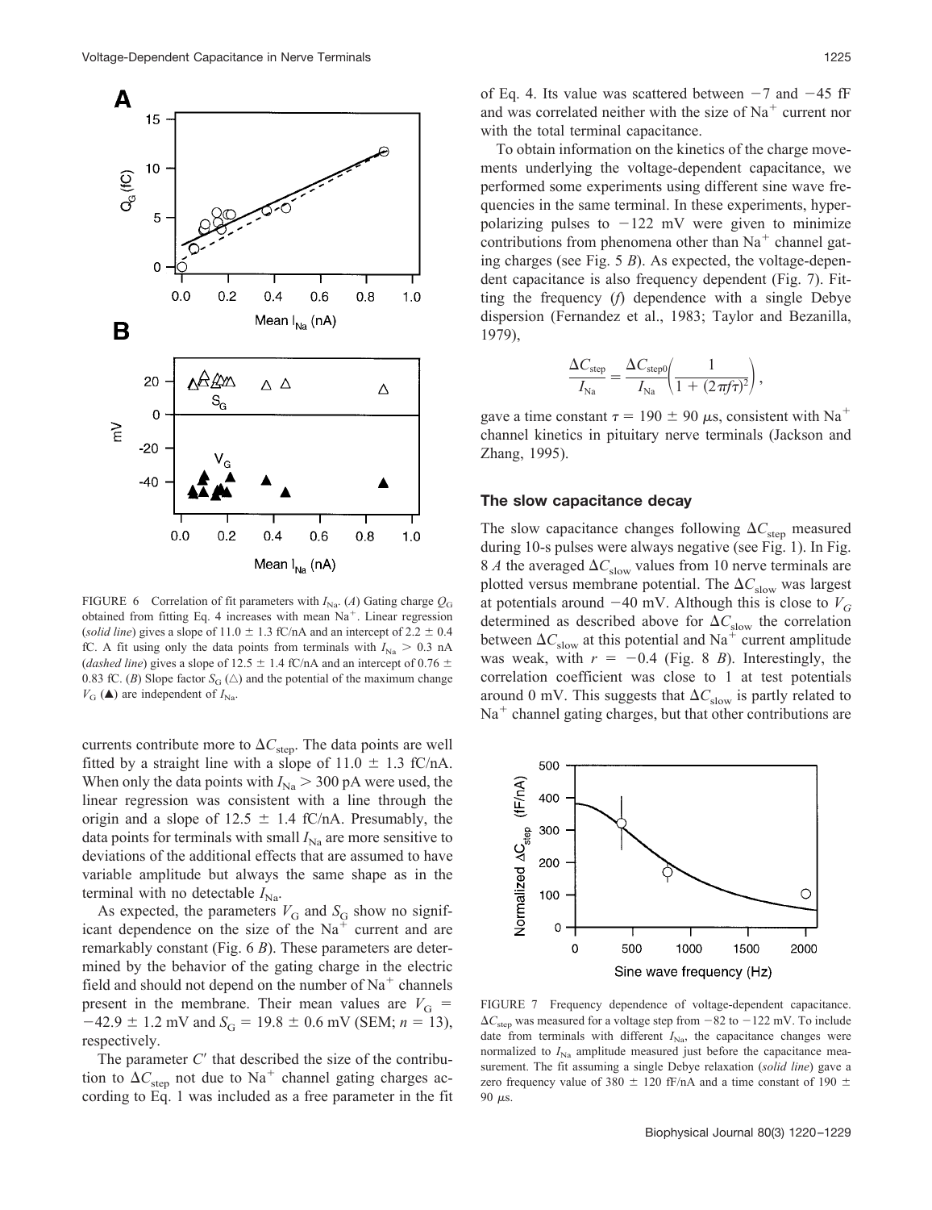FIGURE 6 Correlation of fit parameters with $I_{Na}$. (*A*) Gating charge $Q_G$ obtained from fitting Eq. 4 increases with mean $Na^+$. Linear regression (*solid line*) gives a slope of 11.0 ± 1.3 fC/nA and an intercept of 2.2 ± 0.4 fC. A fit using only the data points from terminals with $I_{Na} > 0.3$ nA (*dashed line*) gives a slope of 12.5 ± 1.4 fC/nA and an intercept of 0.76 ± 0.83 fC. (*B*) Slope factor $S_G$ (△) and the potential of the maximum change $V_G$ (▲) are independent of $I_{Na}$.

currents contribute more to $\Delta C_{step}$. The data points are well fitted by a straight line with a slope of 11.0 ± 1.3 fC/nA. When only the data points with $I_{Na} > 300$ pA were used, the linear regression was consistent with a line through the origin and a slope of 12.5 ± 1.4 fC/nA. Presumably, the data points for terminals with small $I_{Na}$ are more sensitive to deviations of the additional effects that are assumed to have variable amplitude but always the same shape as in the terminal with no detectable $I_{Na}$.

As expected, the parameters $V_G$ and $S_G$ show no significant dependence on the size of the $Na^+$ current and are remarkably constant (Fig. 6 *B*). These parameters are determined by the behavior of the gating charge in the electric field and should not depend on the number of $Na^+$ channels present in the membrane. Their mean values are $V_G = -42.9 \pm 1.2$ mV and $S_G = 19.8 \pm 0.6$ mV (SEM; $n = 13$), respectively.

The parameter $C'$ that described the size of the contribution to $\Delta C_{step}$ not due to $Na^+$ channel gating charges according to Eq. 1 was included as a free parameter in the fit of Eq. 4. Its value was scattered between −7 and −45 fF and was correlated neither with the size of $Na^+$ current nor with the total terminal capacitance.

To obtain information on the kinetics of the charge movements underlying the voltage-dependent capacitance, we performed some experiments using different sine wave frequencies in the same terminal. In these experiments, hyperpolarizing pulses to −122 mV were given to minimize contributions from phenomena other than $Na^+$ channel gating charges (see Fig. 5 *B*). As expected, the voltage-dependent capacitance is also frequency dependent (Fig. 7). Fitting the frequency ($f$) dependence with a single Debye dispersion (Fernandez et al., 1983; Taylor and Bezanilla, 1979),

$$\frac{\Delta C_{step}}{I_{Na}} = \frac{\Delta C_{step0}}{I_{Na}}\left(\frac{1}{1 + (2\pi f\tau)^2}\right),$$

gave a time constant $\tau = 190 \pm 90$ μs, consistent with $Na^+$ channel kinetics in pituitary nerve terminals (Jackson and Zhang, 1995).

### The slow capacitance decay

The slow capacitance changes following $\Delta C_{step}$ measured during 10-s pulses were always negative (see Fig. 1). In Fig. 8 *A* the averaged $\Delta C_{slow}$ values from 10 nerve terminals are plotted versus membrane potential. The $\Delta C_{slow}$ was largest at potentials around −40 mV. Although this is close to $V_G$ determined as described above for $\Delta C_{slow}$ the correlation between $\Delta C_{slow}$ at this potential and $Na^+$ current amplitude was weak, with $r = -0.4$ (Fig. 8 *B*). Interestingly, the correlation coefficient was close to 1 at test potentials around 0 mV. This suggests that $\Delta C_{slow}$ is partly related to $Na^+$ channel gating charges, but that other contributions are

FIGURE 7 Frequency dependence of voltage-dependent capacitance. $\Delta C_{step}$ was measured for a voltage step from −82 to −122 mV. To include date from terminals with different $I_{Na}$, the capacitance changes were normalized to $I_{Na}$ amplitude measured just before the capacitance measurement. The fit assuming a single Debye relaxation (*solid line*) gave a zero frequency value of 380 ± 120 fF/nA and a time constant of 190 ± 90 μs.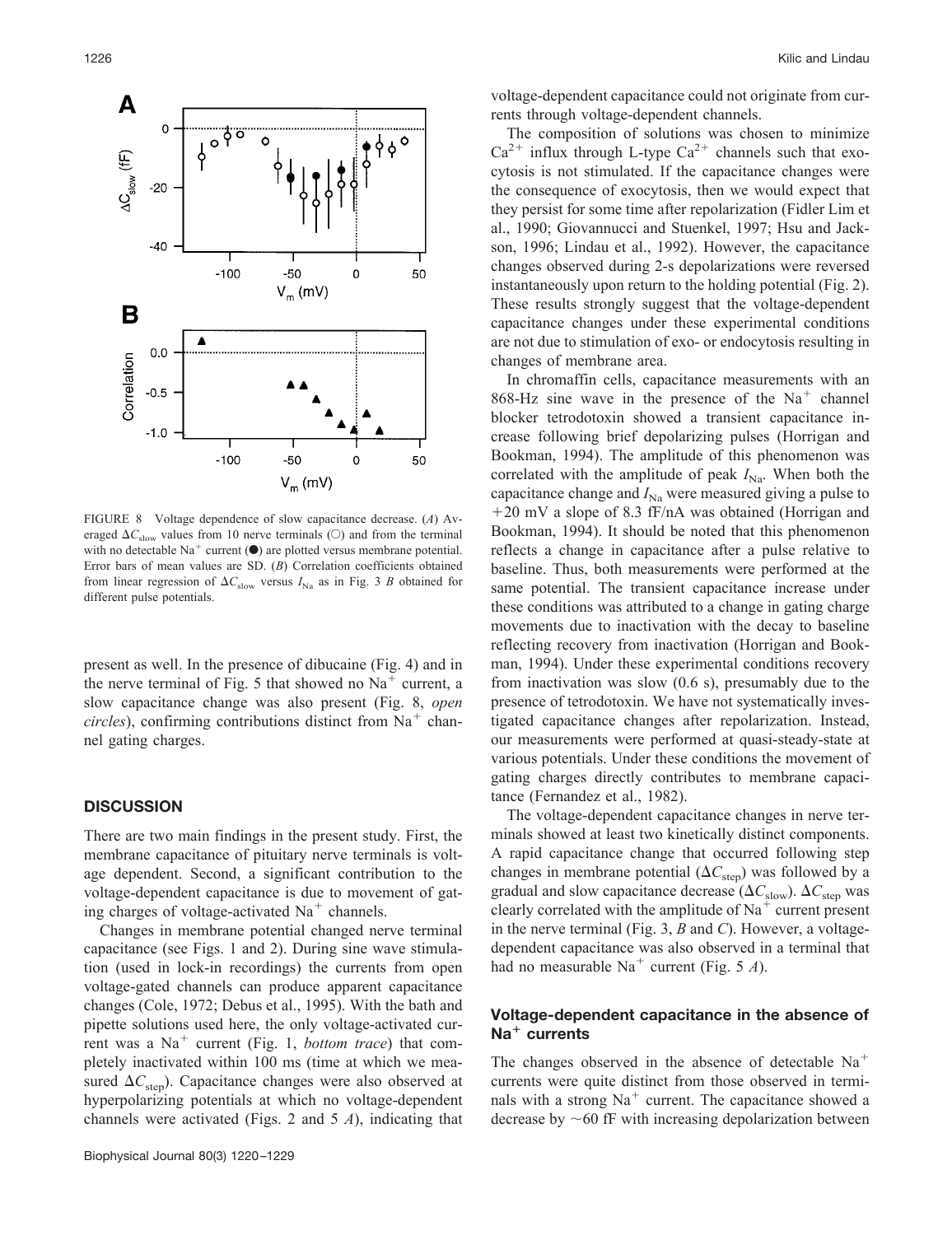FIGURE 8 Voltage dependence of slow capacitance decrease. (*A*) Averaged $\Delta C_{slow}$ values from 10 nerve terminals (○) and from the terminal with no detectable $Na^+$ current (●) are plotted versus membrane potential. Error bars of mean values are SD. (*B*) Correlation coefficients obtained from linear regression of $\Delta C_{slow}$ versus $I_{Na}$ as in Fig. 3 *B* obtained for different pulse potentials.

present as well. In the presence of dibucaine (Fig. 4) and in the nerve terminal of Fig. 5 that showed no $Na^+$ current, a slow capacitance change was also present (Fig. 8, *open circles*), confirming contributions distinct from $Na^+$ channel gating charges.

## DISCUSSION

There are two main findings in the present study. First, the membrane capacitance of pituitary nerve terminals is voltage dependent. Second, a significant contribution to the voltage-dependent capacitance is due to movement of gating charges of voltage-activated $Na^+$ channels.

Changes in membrane potential changed nerve terminal capacitance (see Figs. 1 and 2). During sine wave stimulation (used in lock-in recordings) the currents from open voltage-gated channels can produce apparent capacitance changes (Cole, 1972; Debus et al., 1995). With the bath and pipette solutions used here, the only voltage-activated current was a $Na^+$ current (Fig. 1, *bottom trace*) that completely inactivated within 100 ms (time at which we measured $\Delta C_{step}$). Capacitance changes were also observed at hyperpolarizing potentials at which no voltage-dependent channels were activated (Figs. 2 and 5 *A*), indicating that voltage-dependent capacitance could not originate from currents through voltage-dependent channels.

The composition of solutions was chosen to minimize $Ca^{2+}$ influx through L-type $Ca^{2+}$ channels such that exocytosis is not stimulated. If the capacitance changes were the consequence of exocytosis, then we would expect that they persist for some time after repolarization (Fidler Lim et al., 1990; Giovannucci and Stuenkel, 1997; Hsu and Jackson, 1996; Lindau et al., 1992). However, the capacitance changes observed during 2-s depolarizations were reversed instantaneously upon return to the holding potential (Fig. 2). These results strongly suggest that the voltage-dependent capacitance changes under these experimental conditions are not due to stimulation of exo- or endocytosis resulting in changes of membrane area.

In chromaffin cells, capacitance measurements with an 868-Hz sine wave in the presence of the $Na^+$ channel blocker tetrodotoxin showed a transient capacitance increase following brief depolarizing pulses (Horrigan and Bookman, 1994). The amplitude of this phenomenon was correlated with the amplitude of peak $I_{Na}$. When both the capacitance change and $I_{Na}$ were measured giving a pulse to +20 mV a slope of 8.3 fF/nA was obtained (Horrigan and Bookman, 1994). It should be noted that this phenomenon reflects a change in capacitance after a pulse relative to baseline. Thus, both measurements were performed at the same potential. The transient capacitance increase under these conditions was attributed to a change in gating charge movements due to inactivation with the decay to baseline reflecting recovery from inactivation (Horrigan and Bookman, 1994). Under these experimental conditions recovery from inactivation was slow (0.6 s), presumably due to the presence of tetrodotoxin. We have not systematically investigated capacitance changes after repolarization. Instead, our measurements were performed at quasi-steady-state at various potentials. Under these conditions the movement of gating charges directly contributes to membrane capacitance (Fernandez et al., 1982).

The voltage-dependent capacitance changes in nerve terminals showed at least two kinetically distinct components. A rapid capacitance change that occurred following step changes in membrane potential ($\Delta C_{step}$) was followed by a gradual and slow capacitance decrease ($\Delta C_{slow}$). $\Delta C_{step}$ was clearly correlated with the amplitude of $Na^+$ current present in the nerve terminal (Fig. 3, *B* and *C*). However, a voltage-dependent capacitance was also observed in a terminal that had no measurable $Na^+$ current (Fig. 5 *A*).

### Voltage-dependent capacitance in the absence of $Na^+$ currents

The changes observed in the absence of detectable $Na^+$ currents were quite distinct from those observed in terminals with a strong $Na^+$ current. The capacitance showed a decrease by ~60 fF with increasing depolarization between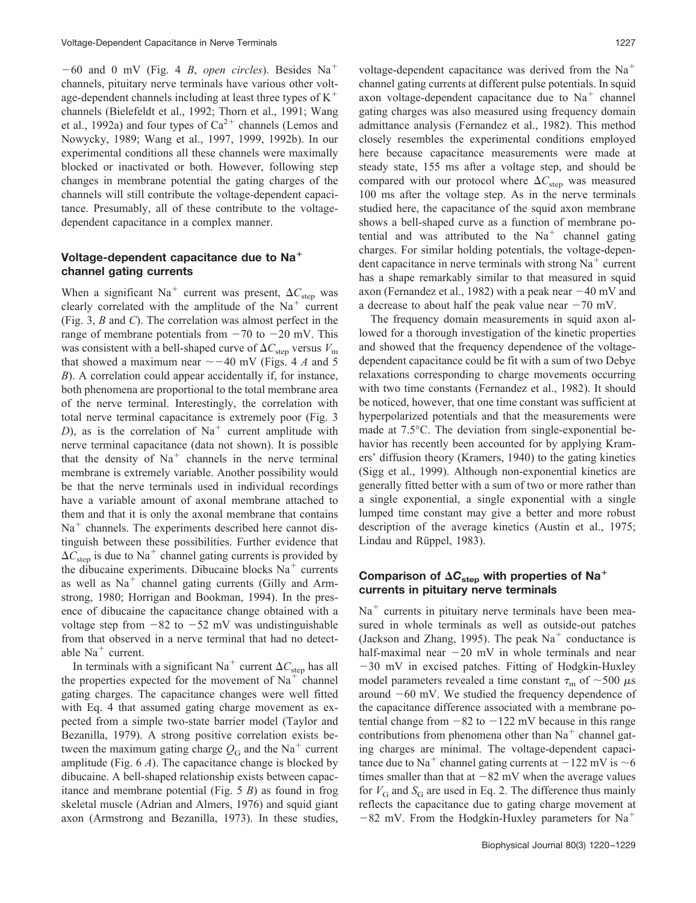−60 and 0 mV (Fig. 4 *B*, *open circles*). Besides $Na^+$ channels, pituitary nerve terminals have various other voltage-dependent channels including at least three types of $K^+$ channels (Bielefeldt et al., 1992; Thorn et al., 1991; Wang et al., 1992a) and four types of $Ca^{2+}$ channels (Lemos and Nowycky, 1989; Wang et al., 1997, 1999, 1992b). In our experimental conditions all these channels were maximally blocked or inactivated or both. However, following step changes in membrane potential the gating charges of the channels will still contribute the voltage-dependent capacitance. Presumably, all of these contribute to the voltage-dependent capacitance in a complex manner.

### Voltage-dependent capacitance due to $Na^+$ channel gating currents

When a significant $Na^+$ current was present, $\Delta C_{\text{step}}$ was clearly correlated with the amplitude of the $Na^+$ current (Fig. 3, *B* and *C*). The correlation was almost perfect in the range of membrane potentials from −70 to −20 mV. This was consistent with a bell-shaped curve of $\Delta C_{\text{step}}$ versus $V_m$ that showed a maximum near ∼−40 mV (Figs. 4 *A* and 5 *B*). A correlation could appear accidentally if, for instance, both phenomena are proportional to the total membrane area of the nerve terminal. Interestingly, the correlation with total nerve terminal capacitance is extremely poor (Fig. 3 *D*), as is the correlation of $Na^+$ current amplitude with nerve terminal capacitance (data not shown). It is possible that the density of $Na^+$ channels in the nerve terminal membrane is extremely variable. Another possibility would be that the nerve terminals used in individual recordings have a variable amount of axonal membrane attached to them and that it is only the axonal membrane that contains $Na^+$ channels. The experiments described here cannot distinguish between these possibilities. Further evidence that $\Delta C_{\text{step}}$ is due to $Na^+$ channel gating currents is provided by the dibucaine experiments. Dibucaine blocks $Na^+$ currents as well as $Na^+$ channel gating currents (Gilly and Armstrong, 1980; Horrigan and Bookman, 1994). In the presence of dibucaine the capacitance change obtained with a voltage step from −82 to −52 mV was undistinguishable from that observed in a nerve terminal that had no detectable $Na^+$ current.

In terminals with a significant $Na^+$ current $\Delta C_{\text{step}}$ has all the properties expected for the movement of $Na^+$ channel gating charges. The capacitance changes were well fitted with Eq. 4 that assumed gating charge movement as expected from a simple two-state barrier model (Taylor and Bezanilla, 1979). A strong positive correlation exists between the maximum gating charge $Q_G$ and the $Na^+$ current amplitude (Fig. 6 *A*). The capacitance change is blocked by dibucaine. A bell-shaped relationship exists between capacitance and membrane potential (Fig. 5 *B*) as found in frog skeletal muscle (Adrian and Almers, 1976) and squid giant axon (Armstrong and Bezanilla, 1973). In these studies, voltage-dependent capacitance was derived from the $Na^+$ channel gating currents at different pulse potentials. In squid axon voltage-dependent capacitance due to $Na^+$ channel gating charges was also measured using frequency domain admittance analysis (Fernandez et al., 1982). This method closely resembles the experimental conditions employed here because capacitance measurements were made at steady state, 155 ms after a voltage step, and should be compared with our protocol where $\Delta C_{\text{step}}$ was measured 100 ms after the voltage step. As in the nerve terminals studied here, the capacitance of the squid axon membrane shows a bell-shaped curve as a function of membrane potential and was attributed to the $Na^+$ channel gating charges. For similar holding potentials, the voltage-dependent capacitance in nerve terminals with strong $Na^+$ current has a shape remarkably similar to that measured in squid axon (Fernandez et al., 1982) with a peak near −40 mV and a decrease to about half the peak value near −70 mV.

The frequency domain measurements in squid axon allowed for a thorough investigation of the kinetic properties and showed that the frequency dependence of the voltage-dependent capacitance could be fit with a sum of two Debye relaxations corresponding to charge movements occurring with two time constants (Fernandez et al., 1982). It should be noticed, however, that one time constant was sufficient at hyperpolarized potentials and that the measurements were made at 7.5°C. The deviation from single-exponential behavior has recently been accounted for by applying Kramers' diffusion theory (Kramers, 1940) to the gating kinetics (Sigg et al., 1999). Although non-exponential kinetics are generally fitted better with a sum of two or more rather than a single exponential, a single exponential with a single lumped time constant may give a better and more robust description of the average kinetics (Austin et al., 1975; Lindau and Rüppel, 1983).

### Comparison of $\Delta C_{\text{step}}$ with properties of $Na^+$ currents in pituitary nerve terminals

$Na^+$ currents in pituitary nerve terminals have been measured in whole terminals as well as outside-out patches (Jackson and Zhang, 1995). The peak $Na^+$ conductance is half-maximal near −20 mV in whole terminals and near −30 mV in excised patches. Fitting of Hodgkin-Huxley model parameters revealed a time constant $\tau_m$ of ∼500 μs around −60 mV. We studied the frequency dependence of the capacitance difference associated with a membrane potential change from −82 to −122 mV because in this range contributions from phenomena other than $Na^+$ channel gating charges are minimal. The voltage-dependent capacitance due to $Na^+$ channel gating currents at −122 mV is ∼6 times smaller than that at −82 mV when the average values for $V_G$ and $S_G$ are used in Eq. 2. The difference thus mainly reflects the capacitance due to gating charge movement at −82 mV. From the Hodgkin-Huxley parameters for $Na^+$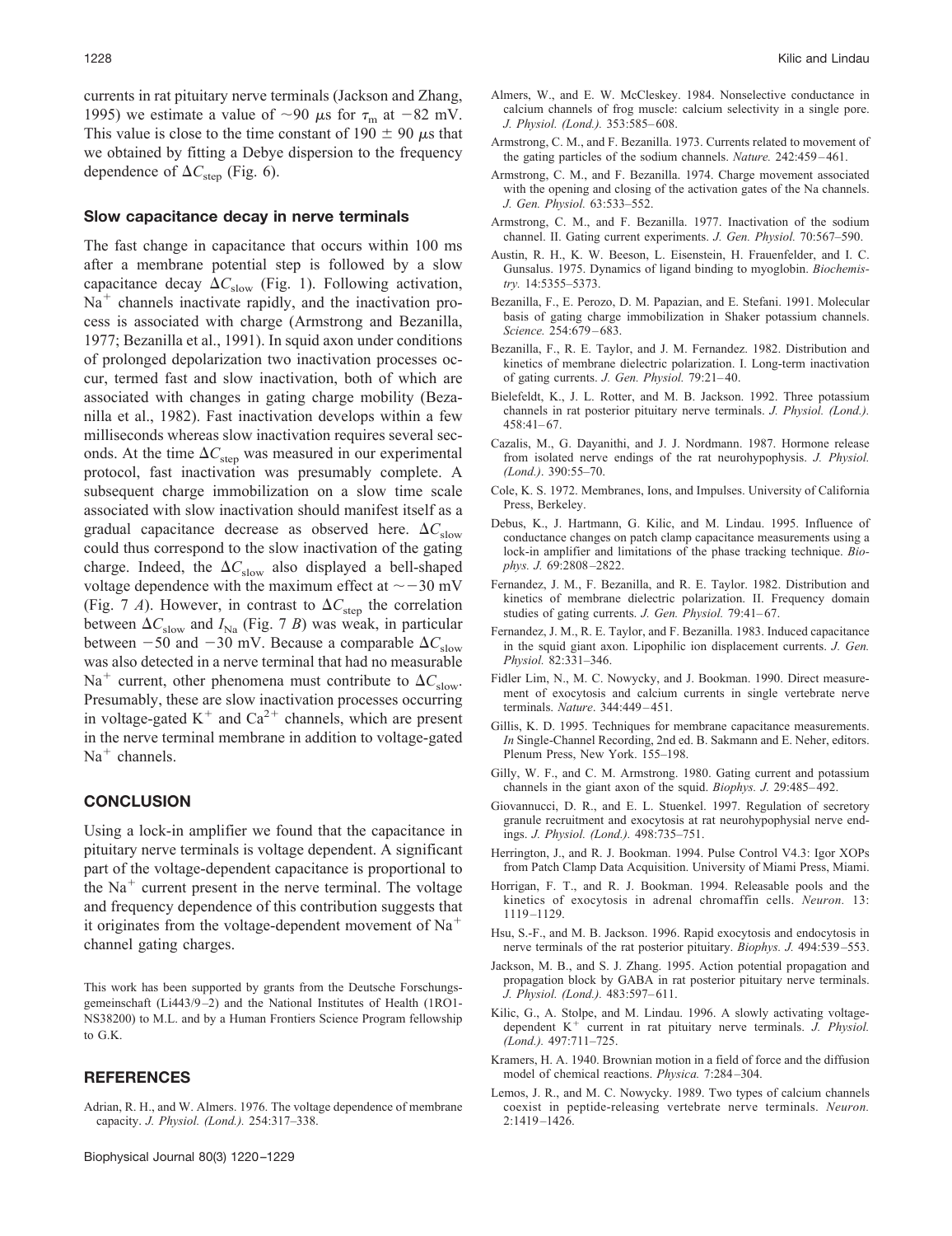currents in rat pituitary nerve terminals (Jackson and Zhang, 1995) we estimate a value of $\sim$90 $\mu$s for $\tau_m$ at $-82$ mV. This value is close to the time constant of 190 $\pm$ 90 $\mu$s that we obtained by fitting a Debye dispersion to the frequency dependence of $\Delta C_{step}$ (Fig. 6).

### Slow capacitance decay in nerve terminals

The fast change in capacitance that occurs within 100 ms after a membrane potential step is followed by a slow capacitance decay $\Delta C_{slow}$ (Fig. 1). Following activation, $Na^+$ channels inactivate rapidly, and the inactivation process is associated with charge (Armstrong and Bezanilla, 1977; Bezanilla et al., 1991). In squid axon under conditions of prolonged depolarization two inactivation processes occur, termed fast and slow inactivation, both of which are associated with changes in gating charge mobility (Bezanilla et al., 1982). Fast inactivation develops within a few milliseconds whereas slow inactivation requires several seconds. At the time $\Delta C_{step}$ was measured in our experimental protocol, fast inactivation was presumably complete. A subsequent charge immobilization on a slow time scale associated with slow inactivation should manifest itself as a gradual capacitance decrease as observed here. $\Delta C_{slow}$ could thus correspond to the slow inactivation of the gating charge. Indeed, the $\Delta C_{slow}$ also displayed a bell-shaped voltage dependence with the maximum effect at $\sim -30$ mV (Fig. 7 *A*). However, in contrast to $\Delta C_{step}$ the correlation between $\Delta C_{slow}$ and $I_{Na}$ (Fig. 7 *B*) was weak, in particular between $-50$ and $-30$ mV. Because a comparable $\Delta C_{slow}$ was also detected in a nerve terminal that had no measurable $Na^+$ current, other phenomena must contribute to $\Delta C_{slow}$. Presumably, these are slow inactivation processes occurring in voltage-gated $K^+$ and $Ca^{2+}$ channels, which are present in the nerve terminal membrane in addition to voltage-gated $Na^+$ channels.

## CONCLUSION

Using a lock-in amplifier we found that the capacitance in pituitary nerve terminals is voltage dependent. A significant part of the voltage-dependent capacitance is proportional to the $Na^+$ current present in the nerve terminal. The voltage and frequency dependence of this contribution suggests that it originates from the voltage-dependent movement of $Na^+$ channel gating charges.

This work has been supported by grants from the Deutsche Forschungsgemeinschaft (Li443/9–2) and the National Institutes of Health (1RO1-NS38200) to M.L. and by a Human Frontiers Science Program fellowship to G.K.

## REFERENCES

Adrian, R. H., and W. Almers. 1976. The voltage dependence of membrane capacity. *J. Physiol. (Lond.).* 254:317–338.

Almers, W., and E. W. McCleskey. 1984. Nonselective conductance in calcium channels of frog muscle: calcium selectivity in a single pore. *J. Physiol. (Lond.).* 353:585–608.

Armstrong, C. M., and F. Bezanilla. 1973. Currents related to movement of the gating particles of the sodium channels. *Nature.* 242:459–461.

Armstrong, C. M., and F. Bezanilla. 1974. Charge movement associated with the opening and closing of the activation gates of the Na channels. *J. Gen. Physiol.* 63:533–552.

Armstrong, C. M., and F. Bezanilla. 1977. Inactivation of the sodium channel. II. Gating current experiments. *J. Gen. Physiol.* 70:567–590.

Austin, R. H., K. W. Beeson, L. Eisenstein, H. Frauenfelder, and I. C. Gunsalus. 1975. Dynamics of ligand binding to myoglobin. *Biochemistry.* 14:5355–5373.

Bezanilla, F., E. Perozo, D. M. Papazian, and E. Stefani. 1991. Molecular basis of gating charge immobilization in Shaker potassium channels. *Science.* 254:679–683.

Bezanilla, F., R. E. Taylor, and J. M. Fernandez. 1982. Distribution and kinetics of membrane dielectric polarization. I. Long-term inactivation of gating currents. *J. Gen. Physiol.* 79:21–40.

Bielefeldt, K., J. L. Rotter, and M. B. Jackson. 1992. Three potassium channels in rat posterior pituitary nerve terminals. *J. Physiol. (Lond.).* 458:41–67.

Cazalis, M., G. Dayanithi, and J. J. Nordmann. 1987. Hormone release from isolated nerve endings of the rat neurohypophysis. *J. Physiol. (Lond.)*. 390:55–70.

Cole, K. S. 1972. Membranes, Ions, and Impulses. University of California Press, Berkeley.

Debus, K., J. Hartmann, G. Kilic, and M. Lindau. 1995. Influence of conductance changes on patch clamp capacitance measurements using a lock-in amplifier and limitations of the phase tracking technique. *Biophys. J.* 69:2808–2822.

Fernandez, J. M., F. Bezanilla, and R. E. Taylor. 1982. Distribution and kinetics of membrane dielectric polarization. II. Frequency domain studies of gating currents. *J. Gen. Physiol.* 79:41–67.

Fernandez, J. M., R. E. Taylor, and F. Bezanilla. 1983. Induced capacitance in the squid giant axon. Lipophilic ion displacement currents. *J. Gen. Physiol.* 82:331–346.

Fidler Lim, N., M. C. Nowycky, and J. Bookman. 1990. Direct measurement of exocytosis and calcium currents in single vertebrate nerve terminals. *Nature*. 344:449–451.

Gillis, K. D. 1995. Techniques for membrane capacitance measurements. *In* Single-Channel Recording, 2nd ed. B. Sakmann and E. Neher, editors. Plenum Press, New York. 155–198.

Gilly, W. F., and C. M. Armstrong. 1980. Gating current and potassium channels in the giant axon of the squid. *Biophys. J.* 29:485–492.

Giovannucci, D. R., and E. L. Stuenkel. 1997. Regulation of secretory granule recruitment and exocytosis at rat neurohypophysial nerve endings. *J. Physiol. (Lond.).* 498:735–751.

Herrington, J., and R. J. Bookman. 1994. Pulse Control V4.3: Igor XOPs from Patch Clamp Data Acquisition. University of Miami Press, Miami.

Horrigan, F. T., and R. J. Bookman. 1994. Releasable pools and the kinetics of exocytosis in adrenal chromaffin cells. *Neuron.* 13:1119–1129.

Hsu, S.-F., and M. B. Jackson. 1996. Rapid exocytosis and endocytosis in nerve terminals of the rat posterior pituitary. *Biophys. J.* 494:539–553.

Jackson, M. B., and S. J. Zhang. 1995. Action potential propagation and propagation block by GABA in rat posterior pituitary nerve terminals. *J. Physiol. (Lond.).* 483:597–611.

Kilic, G., A. Stolpe, and M. Lindau. 1996. A slowly activating voltage-dependent $K^+$ current in rat pituitary nerve terminals. *J. Physiol. (Lond.).* 497:711–725.

Kramers, H. A. 1940. Brownian motion in a field of force and the diffusion model of chemical reactions. *Physica.* 7:284–304.

Lemos, J. R., and M. C. Nowycky. 1989. Two types of calcium channels coexist in peptide-releasing vertebrate nerve terminals. *Neuron.* 2:1419–1426.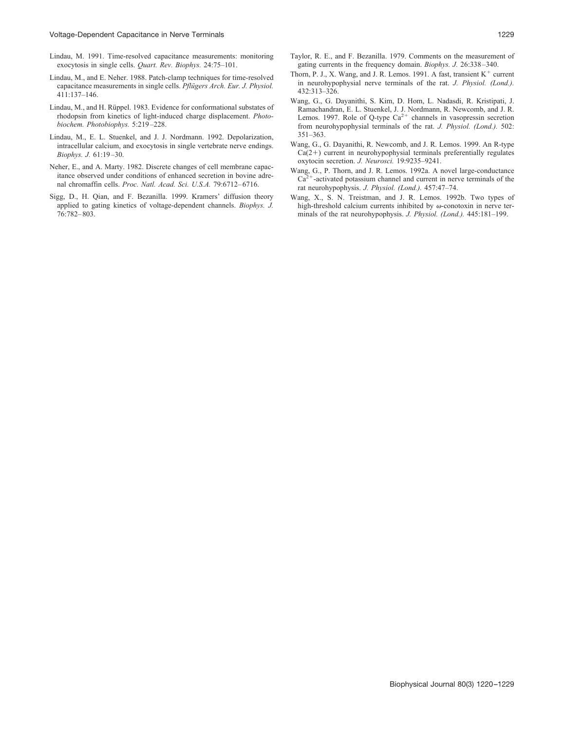Lindau, M. 1991. Time-resolved capacitance measurements: monitoring exocytosis in single cells. *Quart. Rev. Biophys.* 24:75–101.

Lindau, M., and E. Neher. 1988. Patch-clamp techniques for time-resolved capacitance measurements in single cells. *Pflügers Arch. Eur. J. Physiol.* 411:137–146.

Lindau, M., and H. Rüppel. 1983. Evidence for conformational substates of rhodopsin from kinetics of light-induced charge displacement. *Photobiochem. Photobiophys.* 5:219–228.

Lindau, M., E. L. Stuenkel, and J. J. Nordmann. 1992. Depolarization, intracellular calcium, and exocytosis in single vertebrate nerve endings. *Biophys. J.* 61:19–30.

Neher, E., and A. Marty. 1982. Discrete changes of cell membrane capacitance observed under conditions of enhanced secretion in bovine adrenal chromaffin cells. *Proc. Natl. Acad. Sci. U.S.A.* 79:6712–6716.

Sigg, D., H. Qian, and F. Bezanilla. 1999. Kramers' diffusion theory applied to gating kinetics of voltage-dependent channels. *Biophys. J.* 76:782–803.

Taylor, R. E., and F. Bezanilla. 1979. Comments on the measurement of gating currents in the frequency domain. *Biophys. J.* 26:338–340.

Thorn, P. J., X. Wang, and J. R. Lemos. 1991. A fast, transient $K^+$ current in neurohypophysial nerve terminals of the rat. *J. Physiol. (Lond.).* 432:313–326.

Wang, G., G. Dayanithi, S. Kim, D. Hom, L. Nadasdi, R. Kristipati, J. Ramachandran, E. L. Stuenkel, J. J. Nordmann, R. Newcomb, and J. R. Lemos. 1997. Role of Q-type $Ca^{2+}$ channels in vasopressin secretion from neurohypophysial terminals of the rat. *J. Physiol. (Lond.).* 502:351–363.

Wang, G., G. Dayanithi, R. Newcomb, and J. R. Lemos. 1999. An R-type Ca(2+) current in neurohypophysial terminals preferentially regulates oxytocin secretion. *J. Neurosci.* 19:9235–9241.

Wang, G., P. Thorn, and J. R. Lemos. 1992a. A novel large-conductance $Ca^{2+}$-activated potassium channel and current in nerve terminals of the rat neurohypophysis. *J. Physiol. (Lond.).* 457:47–74.

Wang, X., S. N. Treistman, and J. R. Lemos. 1992b. Two types of high-threshold calcium currents inhibited by ω-conotoxin in nerve terminals of the rat neurohypophysis. *J. Physiol. (Lond.).* 445:181–199.